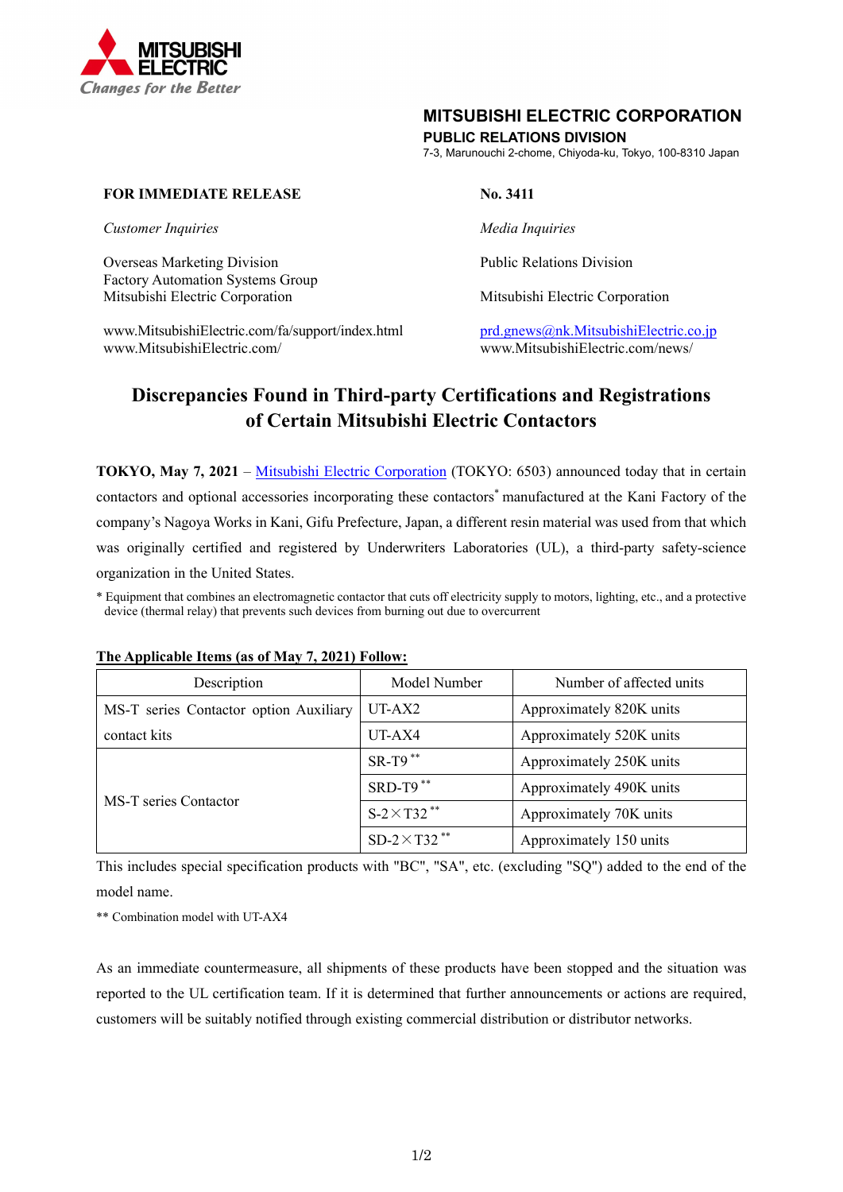MITSUBISHI ELECTRIC
*Changes for the Better*

**MITSUBISHI ELECTRIC CORPORATION**
**PUBLIC RELATIONS DIVISION**
7-3, Marunouchi 2-chome, Chiyoda-ku, Tokyo, 100-8310 Japan

**FOR IMMEDIATE RELEASE** **No. 3411**

*Customer Inquiries*

Overseas Marketing Division
Factory Automation Systems Group
Mitsubishi Electric Corporation

www.MitsubishiElectric.com/fa/support/index.html
www.MitsubishiElectric.com/

*Media Inquiries*

Public Relations Division

Mitsubishi Electric Corporation

prd.gnews@nk.MitsubishiElectric.co.jp
www.MitsubishiElectric.com/news/

# Discrepancies Found in Third-party Certifications and Registrations of Certain Mitsubishi Electric Contactors

**TOKYO, May 7, 2021** – Mitsubishi Electric Corporation (TOKYO: 6503) announced today that in certain contactors and optional accessories incorporating these contactors* manufactured at the Kani Factory of the company's Nagoya Works in Kani, Gifu Prefecture, Japan, a different resin material was used from that which was originally certified and registered by Underwriters Laboratories (UL), a third-party safety-science organization in the United States.

\* Equipment that combines an electromagnetic contactor that cuts off electricity supply to motors, lighting, etc., and a protective device (thermal relay) that prevents such devices from burning out due to overcurrent

**The Applicable Items (as of May 7, 2021) Follow:**

| Description | Model Number | Number of affected units |
|---|---|---|
| MS-T series Contactor option Auxiliary contact kits | UT-AX2 | Approximately 820K units |
| | UT-AX4 | Approximately 520K units |
| MS-T series Contactor | SR-T9 ** | Approximately 250K units |
| | SRD-T9 ** | Approximately 490K units |
| | S-2×T32 ** | Approximately 70K units |
| | SD-2×T32 ** | Approximately 150 units |

This includes special specification products with "BC", "SA", etc. (excluding "SQ") added to the end of the model name.

** Combination model with UT-AX4

As an immediate countermeasure, all shipments of these products have been stopped and the situation was reported to the UL certification team. If it is determined that further announcements or actions are required, customers will be suitably notified through existing commercial distribution or distributor networks.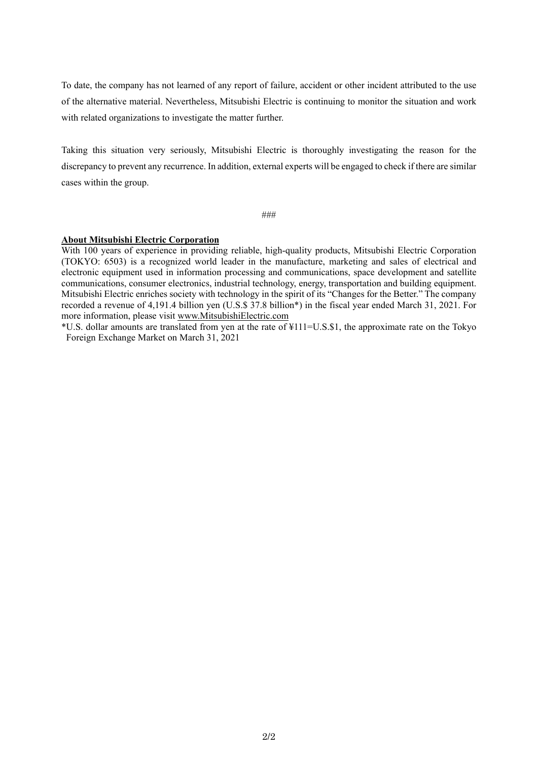To date, the company has not learned of any report of failure, accident or other incident attributed to the use of the alternative material. Nevertheless, Mitsubishi Electric is continuing to monitor the situation and work with related organizations to investigate the matter further.

Taking this situation very seriously, Mitsubishi Electric is thoroughly investigating the reason for the discrepancy to prevent any recurrence. In addition, external experts will be engaged to check if there are similar cases within the group.

###

**About Mitsubishi Electric Corporation**

With 100 years of experience in providing reliable, high-quality products, Mitsubishi Electric Corporation (TOKYO: 6503) is a recognized world leader in the manufacture, marketing and sales of electrical and electronic equipment used in information processing and communications, space development and satellite communications, consumer electronics, industrial technology, energy, transportation and building equipment. Mitsubishi Electric enriches society with technology in the spirit of its "Changes for the Better." The company recorded a revenue of 4,191.4 billion yen (U.S.$ 37.8 billion*) in the fiscal year ended March 31, 2021. For more information, please visit www.MitsubishiElectric.com

*U.S. dollar amounts are translated from yen at the rate of ¥111=U.S.$1, the approximate rate on the Tokyo Foreign Exchange Market on March 31, 2021